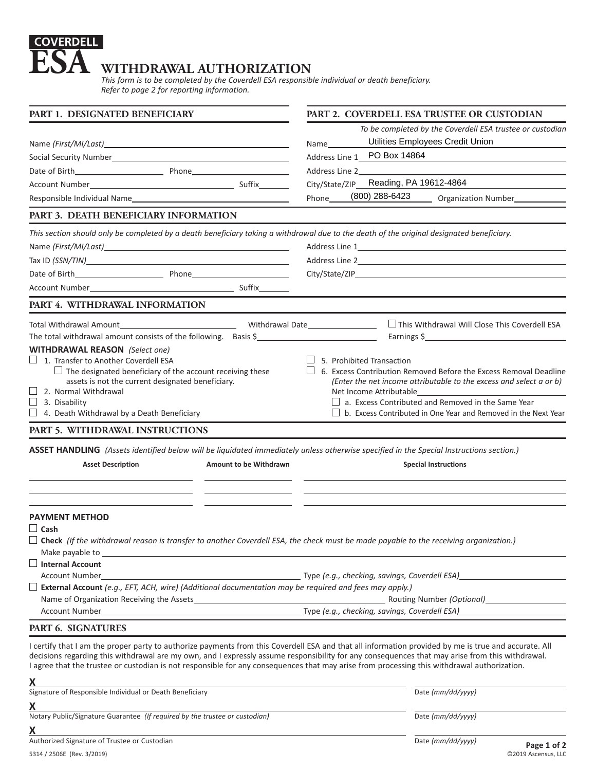# COVERDELL ESA WITHDRAWAL AUTHORIZATION

*This form is to be completed by the Coverdell ESA responsible individual or death beneficiary.*
*Refer to page 2 for reporting information.*

## PART 1. DESIGNATED BENEFICIARY

Name *(First/MI/Last)* ______________________

Social Security Number ______________________

Date of Birth ____________ Phone ____________

Account Number ______________________ Suffix ________

Responsible Individual Name ______________________

## PART 2. COVERDELL ESA TRUSTEE OR CUSTODIAN

*To be completed by the Coverdell ESA trustee or custodian*

Name: Utilities Employees Credit Union

Address Line 1: PO Box 14864

Address Line 2 ______________________

City/State/ZIP: Reading, PA 19612-4864

Phone: (800) 288-6423 Organization Number ____________

## PART 3. DEATH BENEFICIARY INFORMATION

*This section should only be completed by a death beneficiary taking a withdrawal due to the death of the original designated beneficiary.*

Name *(First/MI/Last)* ______________________

Tax ID *(SSN/TIN)* ______________________

Date of Birth ____________ Phone ____________

Account Number ______________________ Suffix ________

Address Line 1 ______________________

Address Line 2 ______________________

City/State/ZIP ______________________

## PART 4. WITHDRAWAL INFORMATION

Total Withdrawal Amount ______________ Withdrawal Date ____________ ☐ This Withdrawal Will Close This Coverdell ESA

The total withdrawal amount consists of the following. Basis $ ____________ Earnings $ ____________

**WITHDRAWAL REASON** *(Select one)*

- ☐ 1. Transfer to Another Coverdell ESA
  - ☐ The designated beneficiary of the account receiving these assets is not the current designated beneficiary.
- ☐ 2. Normal Withdrawal
- ☐ 3. Disability
- ☐ 4. Death Withdrawal by a Death Beneficiary
- ☐ 5. Prohibited Transaction
- ☐ 6. Excess Contribution Removed Before the Excess Removal Deadline *(Enter the net income attributable to the excess and select a or b)*
  - Net Income Attributable ____________
  - ☐ a. Excess Contributed and Removed in the Same Year
  - ☐ b. Excess Contributed in One Year and Removed in the Next Year

## PART 5. WITHDRAWAL INSTRUCTIONS

**ASSET HANDLING** *(Assets identified below will be liquidated immediately unless otherwise specified in the Special Instructions section.)*

| Asset Description | Amount to be Withdrawn | Special Instructions |
|---|---|---|
| | | |
| | | |
| | | |

**PAYMENT METHOD**

☐ **Cash**

☐ **Check** *(If the withdrawal reason is transfer to another Coverdell ESA, the check must be made payable to the receiving organization.)*

Make payable to ______________________

☐ **Internal Account**

Account Number ______________________ Type *(e.g., checking, savings, Coverdell ESA)* ____________

☐ **External Account** *(e.g., EFT, ACH, wire) (Additional documentation may be required and fees may apply.)*

Name of Organization Receiving the Assets ______________________ Routing Number *(Optional)* ____________

Account Number ______________________ Type *(e.g., checking, savings, Coverdell ESA)* ____________

## PART 6. SIGNATURES

I certify that I am the proper party to authorize payments from this Coverdell ESA and that all information provided by me is true and accurate. All decisions regarding this withdrawal are my own, and I expressly assume responsibility for any consequences that may arise from this withdrawal. I agree that the trustee or custodian is not responsible for any consequences that may arise from processing this withdrawal authorization.

**X** ______________________ Date *(mm/dd/yyyy)* ____________
Signature of Responsible Individual or Death Beneficiary

**X** ______________________ Date *(mm/dd/yyyy)* ____________
Notary Public/Signature Guarantee *(If required by the trustee or custodian)*

**X** ______________________ Date *(mm/dd/yyyy)* ____________
Authorized Signature of Trustee or Custodian

5314 / 2506E (Rev. 3/2019) ©2019 Ascensus, LLC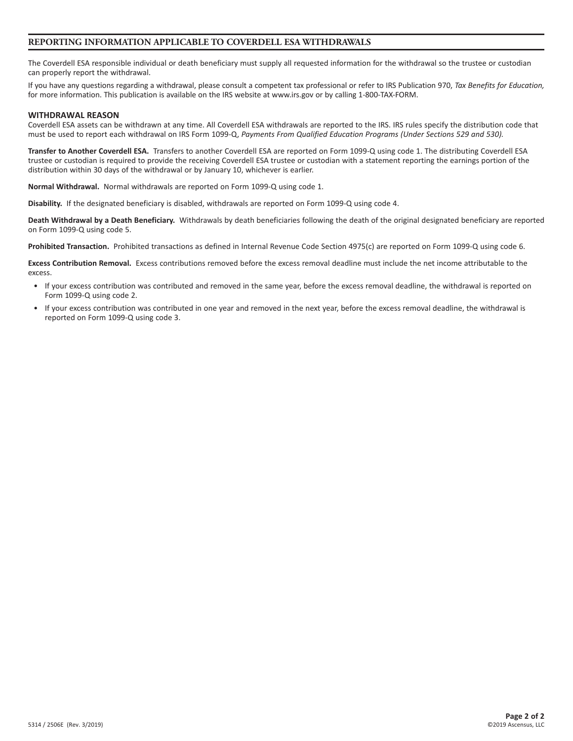## REPORTING INFORMATION APPLICABLE TO COVERDELL ESA WITHDRAWALS

The Coverdell ESA responsible individual or death beneficiary must supply all requested information for the withdrawal so the trustee or custodian can properly report the withdrawal.

If you have any questions regarding a withdrawal, please consult a competent tax professional or refer to IRS Publication 970, *Tax Benefits for Education,* for more information. This publication is available on the IRS website at www.irs.gov or by calling 1-800-TAX-FORM.

### WITHDRAWAL REASON

Coverdell ESA assets can be withdrawn at any time. All Coverdell ESA withdrawals are reported to the IRS. IRS rules specify the distribution code that must be used to report each withdrawal on IRS Form 1099-Q, *Payments From Qualified Education Programs (Under Sections 529 and 530).*

**Transfer to Another Coverdell ESA.** Transfers to another Coverdell ESA are reported on Form 1099-Q using code 1. The distributing Coverdell ESA trustee or custodian is required to provide the receiving Coverdell ESA trustee or custodian with a statement reporting the earnings portion of the distribution within 30 days of the withdrawal or by January 10, whichever is earlier.

**Normal Withdrawal.** Normal withdrawals are reported on Form 1099-Q using code 1.

**Disability.** If the designated beneficiary is disabled, withdrawals are reported on Form 1099-Q using code 4.

**Death Withdrawal by a Death Beneficiary.** Withdrawals by death beneficiaries following the death of the original designated beneficiary are reported on Form 1099-Q using code 5.

**Prohibited Transaction.** Prohibited transactions as defined in Internal Revenue Code Section 4975(c) are reported on Form 1099-Q using code 6.

**Excess Contribution Removal.** Excess contributions removed before the excess removal deadline must include the net income attributable to the excess.

- If your excess contribution was contributed and removed in the same year, before the excess removal deadline, the withdrawal is reported on Form 1099-Q using code 2.
- If your excess contribution was contributed in one year and removed in the next year, before the excess removal deadline, the withdrawal is reported on Form 1099-Q using code 3.

5314 / 2506E (Rev. 3/2019)

©2019 Ascensus, LLC